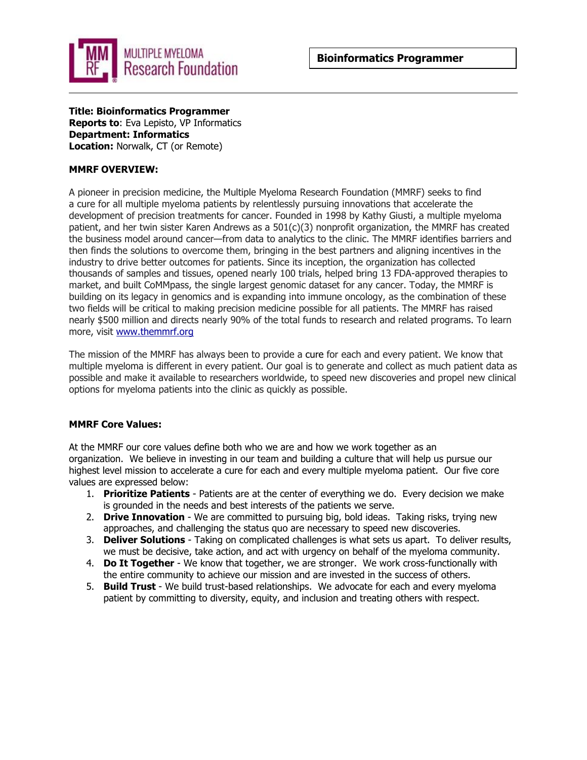**Bioinformatics Programmer**

---

**Title: Bioinformatics Programmer**
**Reports to**: Eva Lepisto, VP Informatics
**Department: Informatics**
**Location:** Norwalk, CT (or Remote)

**MMRF OVERVIEW:**

A pioneer in precision medicine, the Multiple Myeloma Research Foundation (MMRF) seeks to find a cure for all multiple myeloma patients by relentlessly pursuing innovations that accelerate the development of precision treatments for cancer. Founded in 1998 by Kathy Giusti, a multiple myeloma patient, and her twin sister Karen Andrews as a 501(c)(3) nonprofit organization, the MMRF has created the business model around cancer—from data to analytics to the clinic. The MMRF identifies barriers and then finds the solutions to overcome them, bringing in the best partners and aligning incentives in the industry to drive better outcomes for patients. Since its inception, the organization has collected thousands of samples and tissues, opened nearly 100 trials, helped bring 13 FDA-approved therapies to market, and built CoMMpass, the single largest genomic dataset for any cancer. Today, the MMRF is building on its legacy in genomics and is expanding into immune oncology, as the combination of these two fields will be critical to making precision medicine possible for all patients. The MMRF has raised nearly $500 million and directs nearly 90% of the total funds to research and related programs. To learn more, visit [www.themmrf.org](www.themmrf.org)

The mission of the MMRF has always been to provide a cure for each and every patient. We know that multiple myeloma is different in every patient. Our goal is to generate and collect as much patient data as possible and make it available to researchers worldwide, to speed new discoveries and propel new clinical options for myeloma patients into the clinic as quickly as possible.

**MMRF Core Values:**

At the MMRF our core values define both who we are and how we work together as an organization. We believe in investing in our team and building a culture that will help us pursue our highest level mission to accelerate a cure for each and every multiple myeloma patient. Our five core values are expressed below:

1. **Prioritize Patients** - Patients are at the center of everything we do. Every decision we make is grounded in the needs and best interests of the patients we serve.
2. **Drive Innovation** - We are committed to pursuing big, bold ideas. Taking risks, trying new approaches, and challenging the status quo are necessary to speed new discoveries.
3. **Deliver Solutions** - Taking on complicated challenges is what sets us apart. To deliver results, we must be decisive, take action, and act with urgency on behalf of the myeloma community.
4. **Do It Together** - We know that together, we are stronger. We work cross-functionally with the entire community to achieve our mission and are invested in the success of others.
5. **Build Trust** - We build trust-based relationships. We advocate for each and every myeloma patient by committing to diversity, equity, and inclusion and treating others with respect.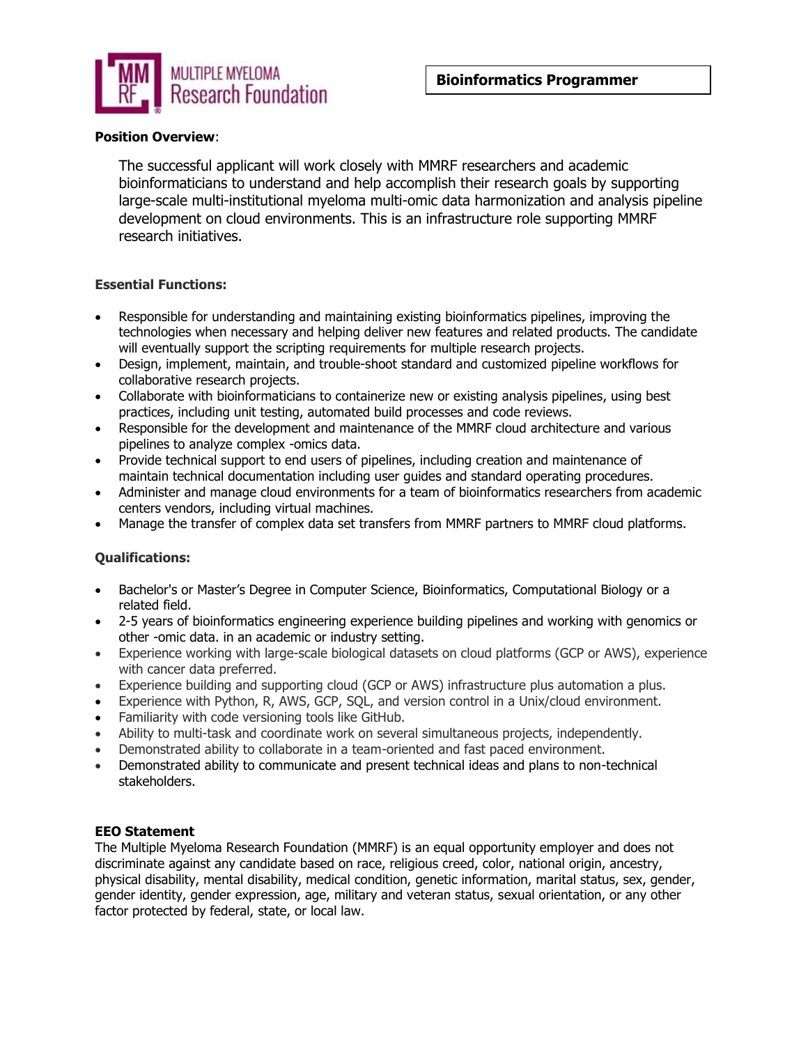MULTIPLE MYELOMA Research Foundation

**Bioinformatics Programmer**

**Position Overview**:

The successful applicant will work closely with MMRF researchers and academic bioinformaticians to understand and help accomplish their research goals by supporting large-scale multi-institutional myeloma multi-omic data harmonization and analysis pipeline development on cloud environments. This is an infrastructure role supporting MMRF research initiatives.

**Essential Functions:**

- Responsible for understanding and maintaining existing bioinformatics pipelines, improving the technologies when necessary and helping deliver new features and related products. The candidate will eventually support the scripting requirements for multiple research projects.
- Design, implement, maintain, and trouble-shoot standard and customized pipeline workflows for collaborative research projects.
- Collaborate with bioinformaticians to containerize new or existing analysis pipelines, using best practices, including unit testing, automated build processes and code reviews.
- Responsible for the development and maintenance of the MMRF cloud architecture and various pipelines to analyze complex -omics data.
- Provide technical support to end users of pipelines, including creation and maintenance of maintain technical documentation including user guides and standard operating procedures.
- Administer and manage cloud environments for a team of bioinformatics researchers from academic centers vendors, including virtual machines.
- Manage the transfer of complex data set transfers from MMRF partners to MMRF cloud platforms.

**Qualifications:**

- Bachelor's or Master's Degree in Computer Science, Bioinformatics, Computational Biology or a related field.
- 2-5 years of bioinformatics engineering experience building pipelines and working with genomics or other -omic data. in an academic or industry setting.
- Experience working with large-scale biological datasets on cloud platforms (GCP or AWS), experience with cancer data preferred.
- Experience building and supporting cloud (GCP or AWS) infrastructure plus automation a plus.
- Experience with Python, R, AWS, GCP, SQL, and version control in a Unix/cloud environment.
- Familiarity with code versioning tools like GitHub.
- Ability to multi-task and coordinate work on several simultaneous projects, independently.
- Demonstrated ability to collaborate in a team-oriented and fast paced environment.
- Demonstrated ability to communicate and present technical ideas and plans to non-technical stakeholders.

**EEO Statement**

The Multiple Myeloma Research Foundation (MMRF) is an equal opportunity employer and does not discriminate against any candidate based on race, religious creed, color, national origin, ancestry, physical disability, mental disability, medical condition, genetic information, marital status, sex, gender, gender identity, gender expression, age, military and veteran status, sexual orientation, or any other factor protected by federal, state, or local law.